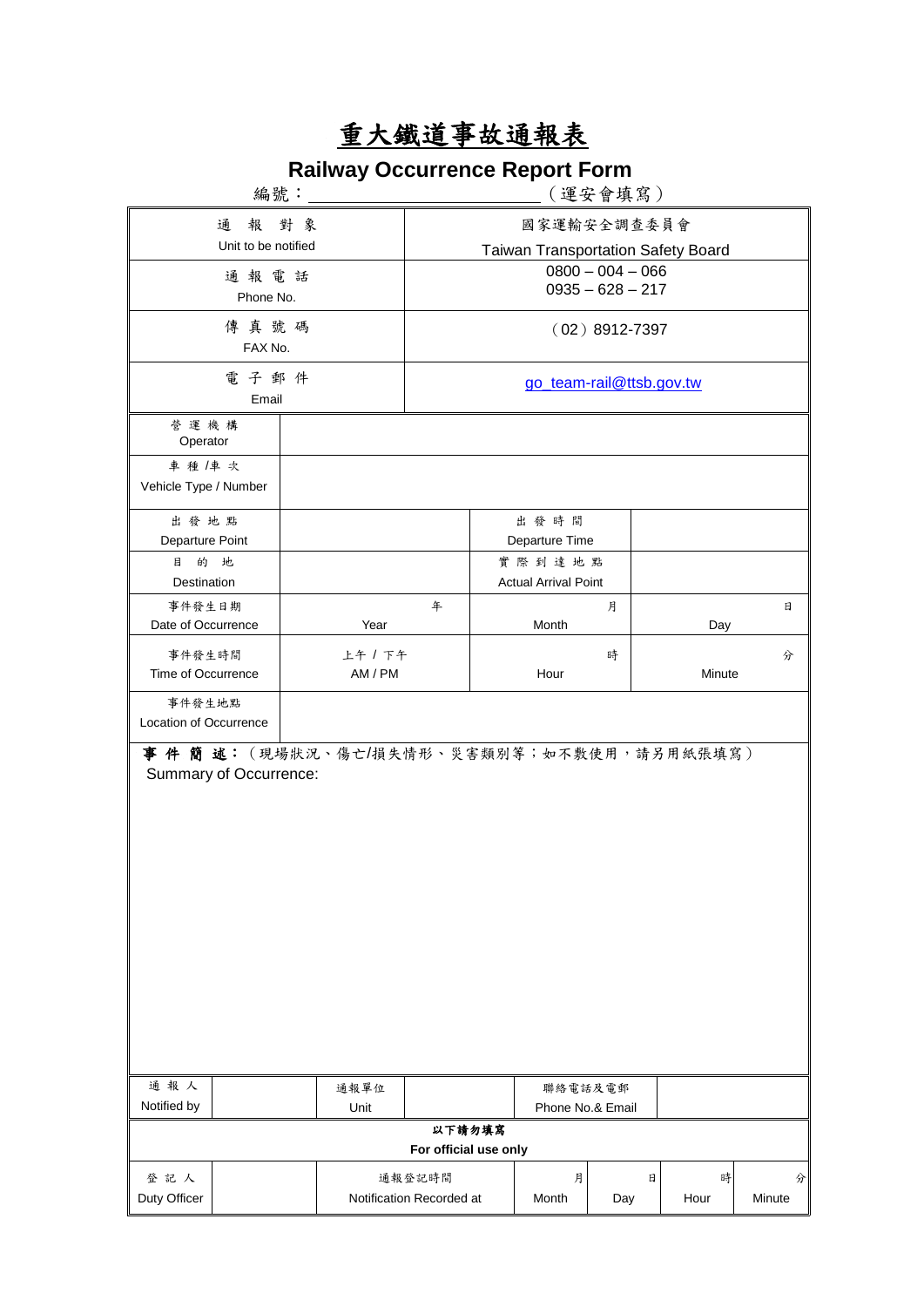# 重大鐵道事故通報表

## Railway Occurrence Report Form

編號：________________________（運安會填寫）

| 通 報 對 象<br>Unit to be notified | 國家運輸安全調查委員會<br>Taiwan Transportation Safety Board |
|---|---|
| 通 報 電 話<br>Phone No. | 0800 – 004 – 066<br>0935 – 628 – 217 |
| 傳 真 號 碼<br>FAX No. | （02）8912-7397 |
| 電 子 郵 件<br>Email | go_team-rail@ttsb.gov.tw |

| 營 運 機 構<br>Operator | | | |
|---|---|---|---|
| 車 種 /車 次<br>Vehicle Type / Number | | | |
| 出 發 地 點<br>Departure Point | | 出 發 時 間<br>Departure Time | |
| 目 的 地<br>Destination | | 實 際 到 達 地 點<br>Actual Arrival Point | |
| 事件發生日期<br>Date of Occurrence | 年<br>Year | 月<br>Month | 日<br>Day |
| 事件發生時間<br>Time of Occurrence | 上午 / 下午<br>AM / PM | 時<br>Hour | 分<br>Minute |
| 事件發生地點<br>Location of Occurrence | | | |

**事 件 簡 述：**（現場狀況、傷亡/損失情形、災害類別等；如不敷使用，請另用紙張填寫）
Summary of Occurrence:

| 通 報 人<br>Notified by | | 通報單位<br>Unit | | 聯絡電話及電郵<br>Phone No.& Email | |
|---|---|---|---|---|---|

**以下請勿填寫**
**For official use only**

| 登 記 人<br>Duty Officer | | 通報登記時間<br>Notification Recorded at | 月<br>Month | 日<br>Day | 時<br>Hour | 分<br>Minute |
|---|---|---|---|---|---|---|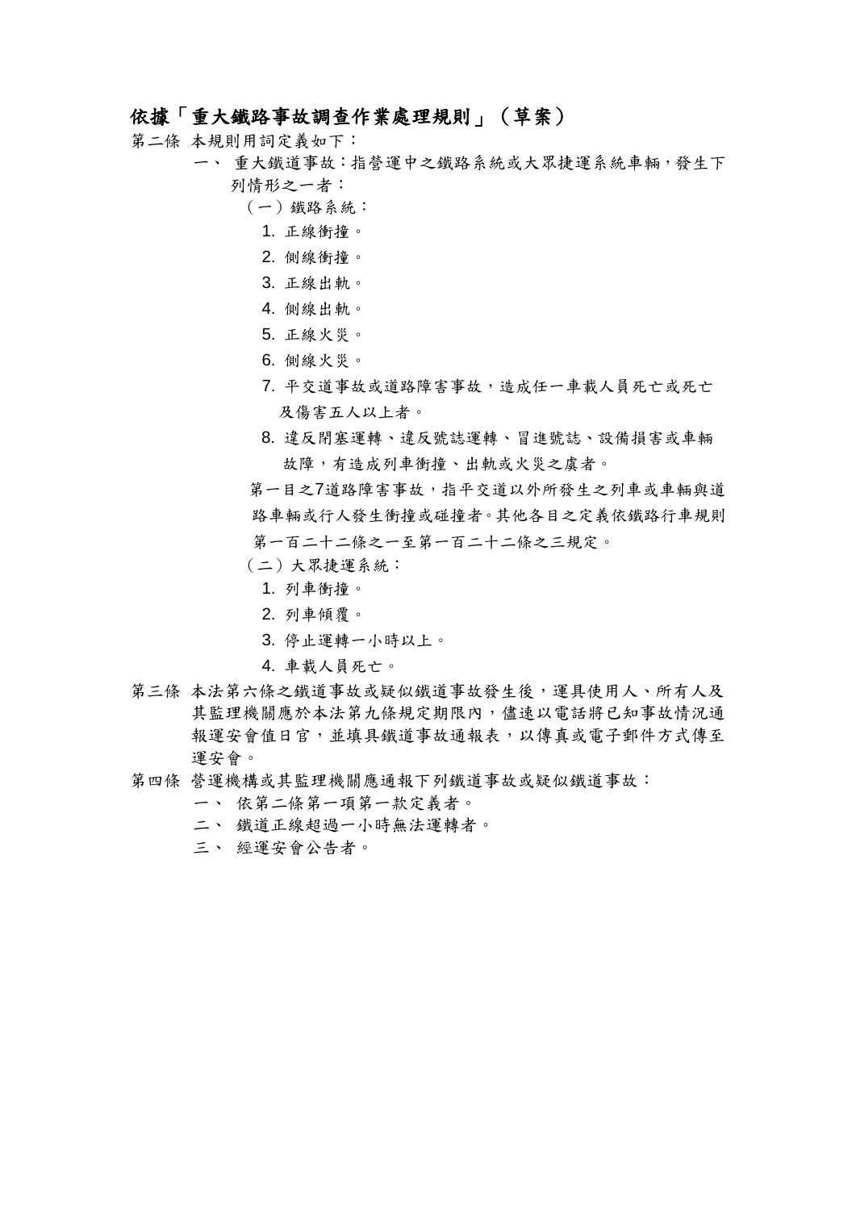## 依據「重大鐵路事故調查作業處理規則」（草案）

第二條 本規則用詞定義如下：

一、 重大鐵道事故：指營運中之鐵路系統或大眾捷運系統車輛，發生下列情形之一者：

（一）鐵路系統：

1. 正線衝撞。
2. 側線衝撞。
3. 正線出軌。
4. 側線出軌。
5. 正線火災。
6. 側線火災。
7. 平交道事故或道路障害事故，造成任一車載人員死亡或死亡及傷害五人以上者。
8. 違反閉塞運轉、違反號誌運轉、冒進號誌、設備損害或車輛故障，有造成列車衝撞、出軌或火災之虞者。

第一目之7道路障害事故，指平交道以外所發生之列車或車輛與道路車輛或行人發生衝撞或碰撞者。其他各目之定義依鐵路行車規則第一百二十二條之一至第一百二十二條之三規定。

（二）大眾捷運系統：

1. 列車衝撞。
2. 列車傾覆。
3. 停止運轉一小時以上。
4. 車載人員死亡。

第三條 本法第六條之鐵道事故或疑似鐵道事故發生後，運具使用人、所有人及其監理機關應於本法第九條規定期限內，儘速以電話將已知事故情況通報運安會值日官，並填具鐵道事故通報表，以傳真或電子郵件方式傳至運安會。

第四條 營運機構或其監理機關應通報下列鐵道事故或疑似鐵道事故：

一、 依第二條第一項第一款定義者。

二、 鐵道正線超過一小時無法運轉者。

三、 經運安會公告者。